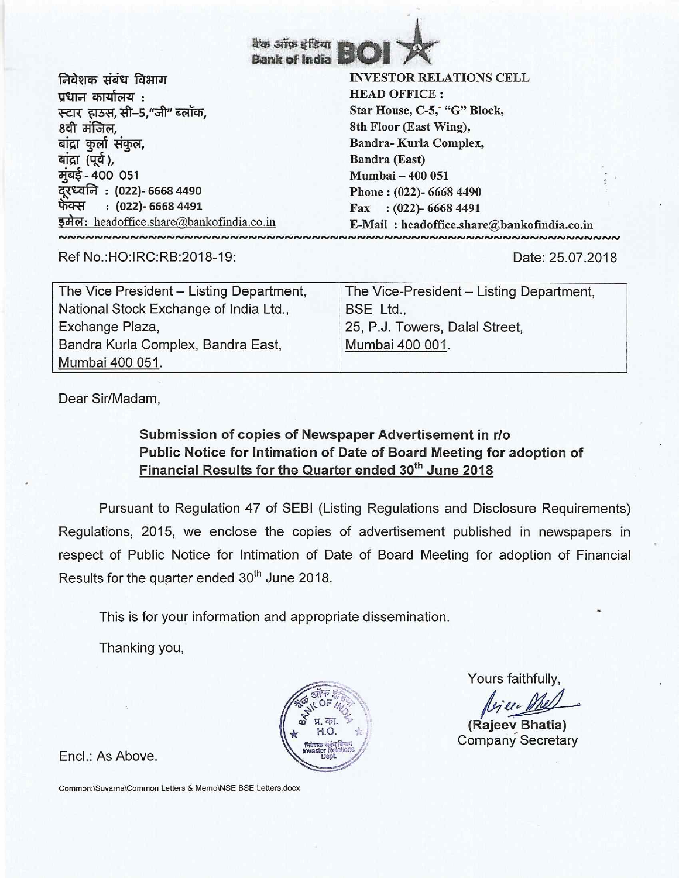बैंक ऑफ इंडिया **Bank of India** BOI

| निवेशक संबंध विभाग | INVESTOR RELATIONS CELL |
|---|---|
| प्रधान कार्यालय : | HEAD OFFICE : |
| स्टार हाउस, सी–5,"जी" ब्लॉक, | Star House, C-5, "G" Block, |
| 8वी मंजिल, | 8th Floor (East Wing), |
| बांद्रा कुर्ला संकुल, | Bandra- Kurla Complex, |
| बांद्रा (पूर्व), | Bandra (East) |
| मुंबई - 400 051 | Mumbai – 400 051 |
| दूरध्वनि : (022)- 6668 4490 | Phone : (022)- 6668 4490 |
| फैक्स : (022)- 6668 4491 | Fax : (022)- 6668 4491 |
| इमेल: headoffice.share@bankofindia.co.in | E-Mail : headoffice.share@bankofindia.co.in |

Ref No.:HO:IRC:RB:2018-19:

Date: 25.07.2018

| The Vice President – Listing Department, National Stock Exchange of India Ltd., Exchange Plaza, Bandra Kurla Complex, Bandra East, Mumbai 400 051. | The Vice-President – Listing Department, BSE Ltd., 25, P.J. Towers, Dalal Street, Mumbai 400 001. |
|---|---|

Dear Sir/Madam,

**Submission of copies of Newspaper Advertisement in r/o Public Notice for Intimation of Date of Board Meeting for adoption of Financial Results for the Quarter ended 30th June 2018**

Pursuant to Regulation 47 of SEBI (Listing Regulations and Disclosure Requirements) Regulations, 2015, we enclose the copies of advertisement published in newspapers in respect of Public Notice for Intimation of Date of Board Meeting for adoption of Financial Results for the quarter ended 30th June 2018.

This is for your information and appropriate dissemination.

Thanking you,

Yours faithfully,

**(Rajeev Bhatia)**
Company Secretary

Encl.: As Above.

Common:\Suvarna\Common Letters & Memo\NSE BSE Letters.docx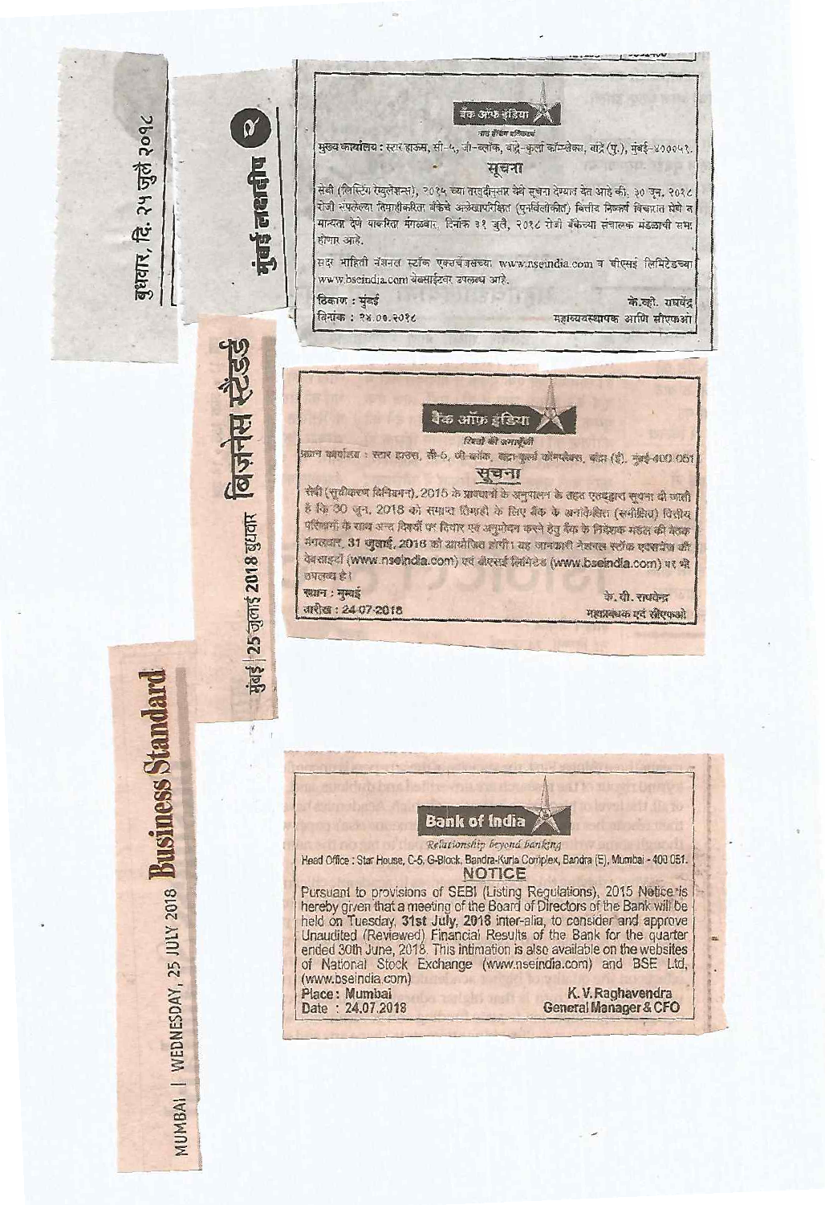बुधवार, दि. २५ जुलै २०१८

मुंबई लक्षदीप २

बँक ऑफ इंडिया

नातं बँकिंग पलिकडचं

मुख्य कार्यालय : स्टार हाऊस, सी-५, जी-ब्लॉक, वांद्रे-कुर्ला कॉम्प्लेक्स, वांद्रे (पू.), मुंबई-४०००५१.

## सूचना

सेबी (लिस्टिंग रेग्युलेशन्स), २०१५ च्या तरतुदीनुसार येथे सूचना देण्यात येत आहे की, ३० जून, २०१८ रोजी संपलेल्या तिमाहीकरिता बँकेचे अलेखापरिक्षित (पुनर्विलोकीत) वित्तीय निष्कर्ष विचारात घेणे व मान्यता देणे याकरिता मंगळवार, दिनांक ३१ जुलै, २०१८ रोजी बँकेच्या संचालक मंडळाची सभा होणार आहे.

सदर माहिती नॅशनल स्टॉक एक्सचेंजच्या www.nseindia.com व बीएसई लिमिटेडच्या www.bseindia.com वेबसाईटवर उपलब्ध आहे.

ठिकाण : मुंबई
दिनांक : २४.०७.२०१८

के.व्ही. राघवेंद्र
महाव्यवस्थापक आणि सीएफओ

---

बिज़नेस स्टैंडर्ड

मुंबई | 25 जुलाई 2018 बुधवार

बैंक ऑफ इंडिया

रिश्तों की जमापूँजी

प्रधान कार्यालय : स्टार हाउस, सी-5, जी-ब्लॉक, बांद्रा-कुर्ला कॉम्प्लेक्स, बांद्रा (ई), मुंबई-400 051

## सूचना

सेबी (सूचीकरण विनियमन), 2015 के प्रावधानों के अनुपालन के तहत एतद्द्वारा सूचना दी जाती है कि 30 जून, 2018 को समाप्त तिमाही के लिए बैंक के अनंकेक्षित (समीक्षित) वित्तीय परिणामों के साथ अन्य विषयों पर विचार एवं अनुमोदन करने हेतु बैंक के निदेशक मंडल की बैठक मंगलवार, 31 जुलाई, 2018 को आयोजित होगी। यह जानकारी नेशनल स्टॉक एक्सचेंज की वेबसाइटों (www.nseindia.com) एवं बीएसई लिमिटेड (www.bseindia.com) पर भी उपलब्ध है।

स्थान : मुंबई
तारीख : 24-07-2018

के. वी. राघवेन्द्र
महाप्रबंधक एवं सीएफओ

---

Business Standard

MUMBAI | WEDNESDAY, 25 JULY 2018

Bank of India

*Relationship beyond banking*

Head Office : Star House, C-5, G-Block, Bandra-Kurla Complex, Bandra (E), Mumbai - 400 051.

## NOTICE

Pursuant to provisions of SEBI (Listing Regulations), 2015 Notice is hereby given that a meeting of the Board of Directors of the Bank will be held on Tuesday, **31st July, 2018** inter-alia, to consider and approve Unaudited (Reviewed) Financial Results of the Bank for the quarter ended 30th June, 2018. This intimation is also available on the websites of National Stock Exchange (www.nseindia.com) and BSE Ltd. (www.bseindia.com)

**Place : Mumbai**
**Date : 24.07.2018**

**K. V. Raghavendra**
**General Manager & CFO**